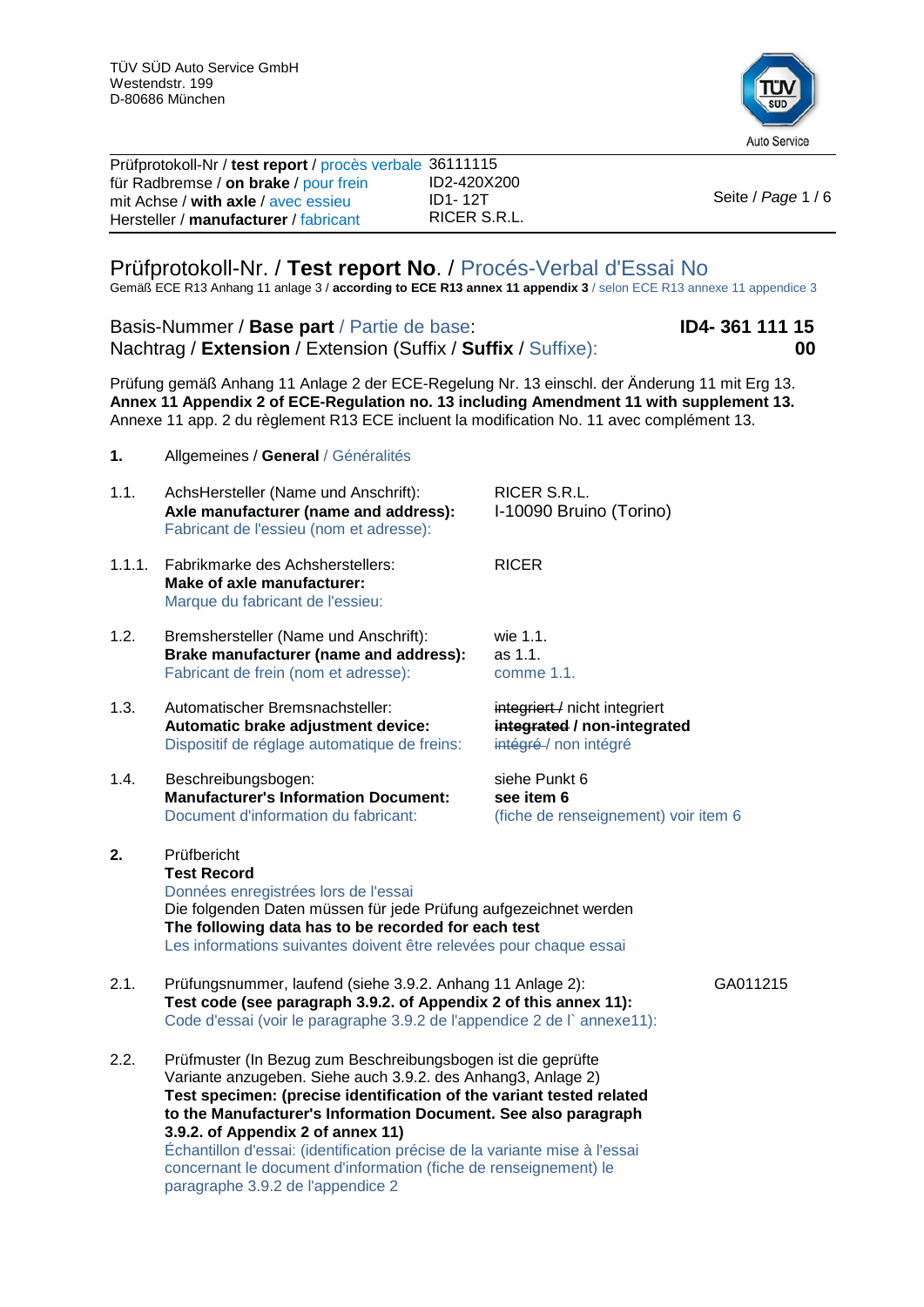TÜV SÜD Auto Service GmbH
Westendstr. 199
D-80686 München

| | |
|---|---|
| Prüfprotokoll-Nr / **test report** / procès verbale | 36111115 |
| für Radbremse / **on brake** / pour frein | ID2-420X200 |
| mit Achse / **with axle** / avec essieu | ID1- 12T |
| Hersteller / **manufacturer** / fabricant | RICER S.R.L. |

# Prüfprotokoll-Nr. / **Test report No**. / Procés-Verbal d'Essai No

Gemäß ECE R13 Anhang 11 anlage 3 / **according to ECE R13 annex 11 appendix 3** / selon ECE R13 annexe 11 appendice 3

| | |
|---|---|
| Basis-Nummer / **Base part** / Partie de base: | **ID4- 361 111 15** |
| Nachtrag / **Extension** / Extension (Suffix / **Suffix** / Suffixe): | **00** |

Prüfung gemäß Anhang 11 Anlage 2 der ECE-Regelung Nr. 13 einschl. der Änderung 11 mit Erg 13.
**Annex 11 Appendix 2 of ECE-Regulation no. 13 including Amendment 11 with supplement 13.**
Annexe 11 app. 2 du règlement R13 ECE incluent la modification No. 11 avec complément 13.

## 1. Allgemeines / **General** / Généralités

**1.1.** AchsHersteller (Name und Anschrift):
**Axle manufacturer (name and address):**
Fabricant de l'essieu (nom et adresse):
RICER S.R.L.
I-10090 Bruino (Torino)

**1.1.1.** Fabrikmarke des Achsherstellers:
**Make of axle manufacturer:**
Marque du fabricant de l'essieu:
RICER

**1.2.** Bremshersteller (Name und Anschrift):
**Brake manufacturer (name and address):**
Fabricant de frein (nom et adresse):
wie 1.1.
as 1.1.
comme 1.1.

**1.3.** Automatischer Bremsnachsteller:
**Automatic brake adjustment device:**
Dispositif de réglage automatique de freins:
~~integriert /~~ nicht integriert
**~~integrated~~ / non-integrated**
~~intégré /~~ non intégré

**1.4.** Beschreibungsbogen:
**Manufacturer's Information Document:**
Document d'information du fabricant:
siehe Punkt 6
**see item 6**
(fiche de renseignement) voir item 6

## 2. Prüfbericht

**Test Record**
Données enregistrées lors de l'essai
Die folgenden Daten müssen für jede Prüfung aufgezeichnet werden
**The following data has to be recorded for each test**
Les informations suivantes doivent être relevées pour chaque essai

**2.1.** Prüfungsnummer, laufend (siehe 3.9.2. Anhang 11 Anlage 2):
**Test code (see paragraph 3.9.2. of Appendix 2 of this annex 11):**
Code d'essai (voir le paragraphe 3.9.2 de l'appendice 2 de l` annexe11):
GA011215

**2.2.** Prüfmuster (In Bezug zum Beschreibungsbogen ist die geprüfte Variante anzugeben. Siehe auch 3.9.2. des Anhang3, Anlage 2)
**Test specimen: (precise identification of the variant tested related to the Manufacturer's Information Document. See also paragraph 3.9.2. of Appendix 2 of annex 11)**
Échantillon d'essai: (identification précise de la variante mise à l'essai concernant le document d'information (fiche de renseignement) le paragraphe 3.9.2 de l'appendice 2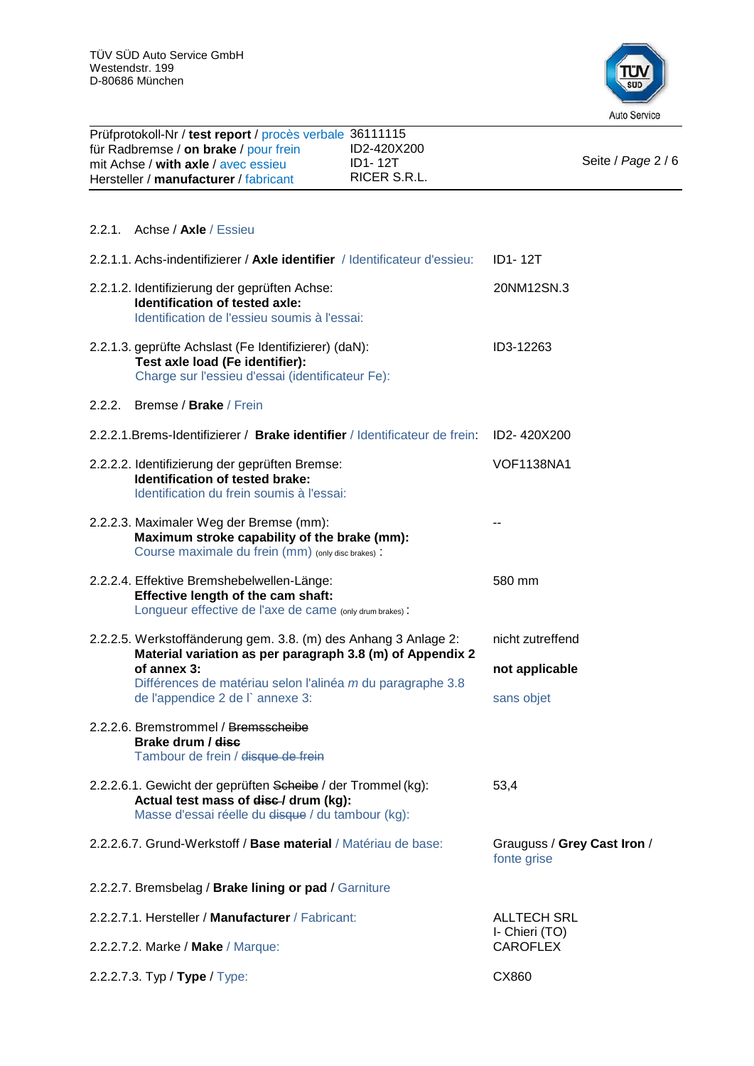## 2.2.1. Achse / **Axle** / Essieu

2.2.1.1. Achs-indentifizierer / **Axle identifier** / Identificateur d'essieu: ID1- 12T

2.2.1.2. Identifizierung der geprüften Achse: **Identification of tested axle:** Identification de l'essieu soumis à l'essai: 20NM12SN.3

2.2.1.3. geprüfte Achslast (Fe Identifizierer) (daN): **Test axle load (Fe identifier):** Charge sur l'essieu d'essai (identificateur Fe): ID3-12263

## 2.2.2. Bremse / **Brake** / Frein

2.2.2.1. Brems-Identifizierer / **Brake identifier** / Identificateur de frein: ID2- 420X200

2.2.2.2. Identifizierung der geprüften Bremse: **Identification of tested brake:** Identification du frein soumis à l'essai: VOF1138NA1

2.2.2.3. Maximaler Weg der Bremse (mm): **Maximum stroke capability of the brake (mm):** Course maximale du frein (mm) (only disc brakes) : --

2.2.2.4. Effektive Bremshebelwellen-Länge: **Effective length of the cam shaft:** Longueur effective de l'axe de came (only drum brakes) : 580 mm

2.2.2.5. Werkstoffänderung gem. 3.8. (m) des Anhang 3 Anlage 2: **Material variation as per paragraph 3.8 (m) of Appendix 2 of annex 3:** Différences de matériau selon l'alinéa *m* du paragraphe 3.8 de l'appendice 2 de l` annexe 3: nicht zutreffend / **not applicable** / sans objet

2.2.2.6. Bremstrommel / ~~Bremsscheibe~~ **Brake drum / ~~disc~~** Tambour de frein / ~~disque de frein~~

2.2.2.6.1. Gewicht der geprüften ~~Scheibe~~ / der Trommel (kg): **Actual test mass of ~~disc~~ / drum (kg):** Masse d'essai réelle du ~~disque~~ / du tambour (kg): 53,4

2.2.2.6.7. Grund-Werkstoff / **Base material** / Matériau de base: Grauguss / **Grey Cast Iron** / fonte grise

2.2.2.7. Bremsbelag / **Brake lining or pad** / Garniture

2.2.2.7.1. Hersteller / **Manufacturer** / Fabricant: ALLTECH SRL I- Chieri (TO)

2.2.2.7.2. Marke / **Make** / Marque: CAROFLEX

2.2.2.7.3. Typ / **Type** / Type: CX860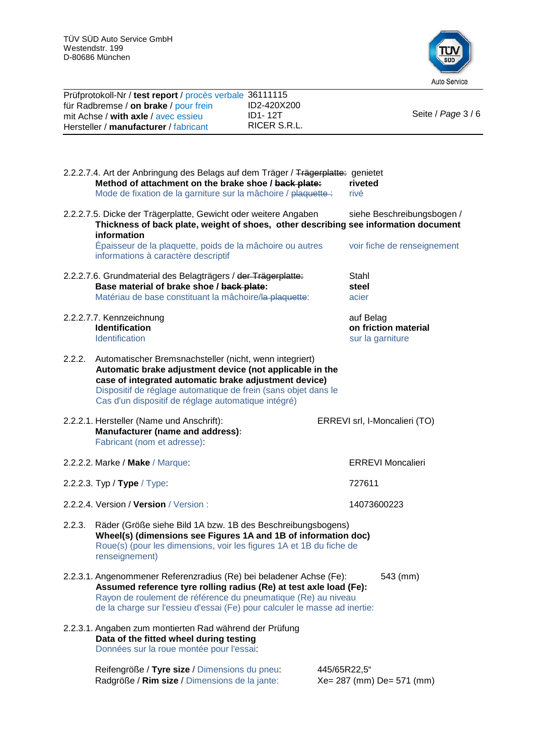2.2.2.7.4. Art der Anbringung des Belags auf dem Träger / ~~Trägerplatte:~~ genietet
**Method of attachment on the brake shoe / ~~back plate:~~** **riveted**
Mode de fixation de la garniture sur la mâchoire / ~~plaquette :~~ rivé

2.2.2.7.5. Dicke der Trägerplatte, Gewicht oder weitere Angaben — siehe Beschreibungsbogen /
**Thickness of back plate, weight of shoes, other describing information** — **see information document**
Épaisseur de la plaquette, poids de la mâchoire ou autres informations à caractère descriptif — voir fiche de renseignement

2.2.2.7.6. Grundmaterial des Belagträgers / ~~der Trägerplatte:~~ Stahl
**Base material of brake shoe / ~~back plate:~~** **steel**
Matériau de base constituant la mâchoire/~~la plaquette~~: acier

2.2.2.7.7. Kennzeichnung — auf Belag
**Identification** — **on friction material**
Identification — sur la garniture

2.2.2. Automatischer Bremsnachsteller (nicht, wenn integriert)
**Automatic brake adjustment device (not applicable in the case of integrated automatic brake adjustment device)**
Dispositif de réglage automatique de frein (sans objet dans le Cas d'un dispositif de réglage automatique intégré)

2.2.2.1. Hersteller (Name und Anschrift): ERREVI srl, I-Moncalieri (TO)
**Manufacturer (name and address):**
Fabricant (nom et adresse):

2.2.2.2. Marke / **Make** / Marque: ERREVI Moncalieri

2.2.2.3. Typ / **Type** / Type: 727611

2.2.2.4. Version / **Version** / Version : 14073600223

2.2.3. Räder (Größe siehe Bild 1A bzw. 1B des Beschreibungsbogens)
**Wheel(s) (dimensions see Figures 1A and 1B of information doc)**
Roue(s) (pour les dimensions, voir les figures 1A et 1B du fiche de renseignement)

2.2.3.1. Angenommener Referenzradius (Re) bei beladener Achse (Fe): 543 (mm)
**Assumed reference tyre rolling radius (Re) at test axle load (Fe):**
Rayon de roulement de référence du pneumatique (Re) au niveau de la charge sur l'essieu d'essai (Fe) pour calculer le masse ad inertie:

2.2.3.1. Angaben zum montierten Rad während der Prüfung
**Data of the fitted wheel during testing**
Données sur la roue montée pour l'essai:

Reifengröße / **Tyre size** / Dimensions du pneu: 445/65R22,5“
Radgröße / **Rim size** / Dimensions de la jante: Xe= 287 (mm) De= 571 (mm)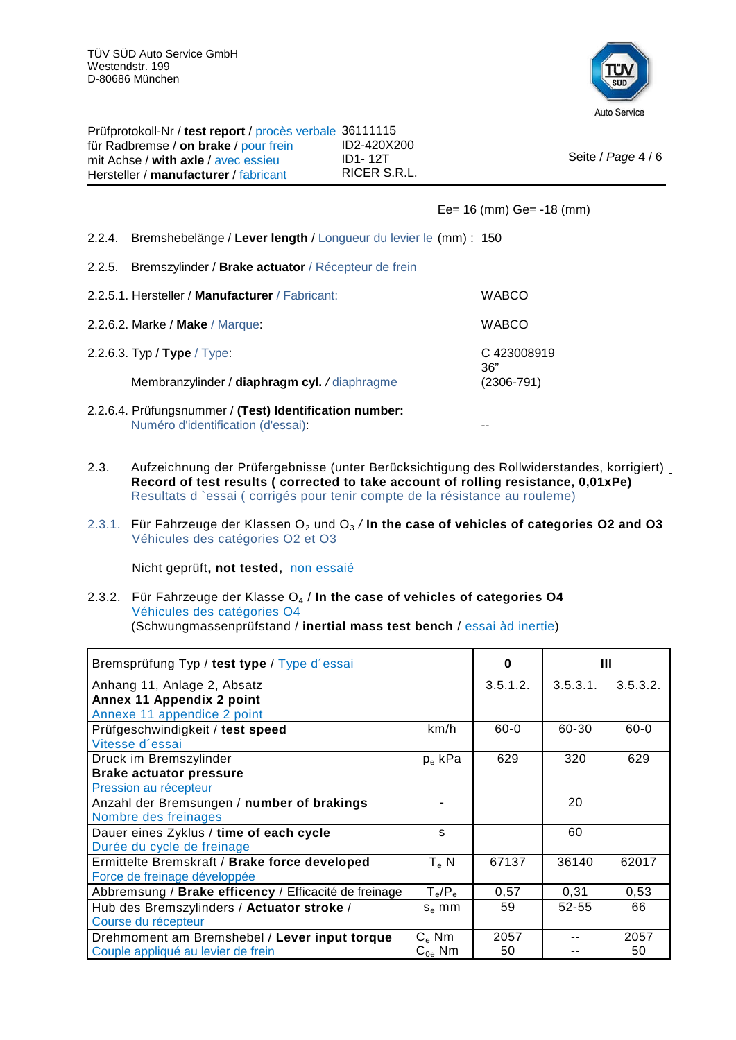TÜV SÜD Auto Service GmbH
Westendstr. 199
D-80686 München

| | |
|---|---|
| Prüfprotokoll-Nr / **test report** / procès verbale | 36111115 |
| für Radbremse / **on brake** / pour frein | ID2-420X200 |
| mit Achse / **with axle** / avec essieu | ID1- 12T |
| Hersteller / **manufacturer** / fabricant | RICER S.R.L. |

Ee= 16 (mm) Ge= -18 (mm)

2.2.4. Bremshebelänge / **Lever length** / Longueur du levier le (mm) : 150

2.2.5. Bremszylinder / **Brake actuator** / Récepteur de frein

2.2.5.1. Hersteller / **Manufacturer** / Fabricant: WABCO

2.2.6.2. Marke / **Make** / Marque: WABCO

2.2.6.3. Typ / **Type** / Type: C 423008919

Membranzylinder / **diaphragm cyl.** / diaphragme 36” (2306-791)

2.2.6.4. Prüfungsnummer / **(Test) Identification number:** Numéro d'identification (d'essai): --

2.3. Aufzeichnung der Prüfergebnisse (unter Berücksichtigung des Rollwiderstandes, korrigiert)
**Record of test results ( corrected to take account of rolling resistance, 0,01xPe)**
Resultats d `essai ( corrigés pour tenir compte de la résistance au rouleme)

2.3.1. Für Fahrzeuge der Klassen $O_2$ und $O_3$ / **In the case of vehicles of categories O2 and O3**
Véhicules des catégories O2 et O3

Nicht geprüft**, not tested,** non essaié

2.3.2. Für Fahrzeuge der Klasse $O_4$ / **In the case of vehicles of categories O4**
Véhicules des catégories O4
(Schwungmassenprüfstand / **inertial mass test bench** / essai àd inertie)

| Bremsprüfung Typ / **test type** / Type d´essai | | 0 | III | |
|---|---|---|---|---|
| Anhang 11, Anlage 2, Absatz **Annex 11 Appendix 2 point** Annexe 11 appendice 2 point | | 3.5.1.2. | 3.5.3.1. | 3.5.3.2. |
| Prüfgeschwindigkeit / **test speed** Vitesse d´essai | km/h | 60-0 | 60-30 | 60-0 |
| Druck im Bremszylinder **Brake actuator pressure** Pression au récepteur | $p_e$ kPa | 629 | 320 | 629 |
| Anzahl der Bremsungen / **number of brakings** Nombre des freinages | - | | 20 | |
| Dauer eines Zyklus / **time of each cycle** Durée du cycle de freinage | s | | 60 | |
| Ermittelte Bremskraft / **Brake force developed** Force de freinage développée | $T_e$ N | 67137 | 36140 | 62017 |
| Abbremsung / **Brake efficency** / Efficacité de freinage | $T_e/P_e$ | 0,57 | 0,31 | 0,53 |
| Hub des Bremszylinders / **Actuator stroke** / Course du récepteur | $s_e$ mm | 59 | 52-55 | 66 |
| Drehmoment am Bremshebel / **Lever input torque** Couple appliqué au levier de frein | $C_e$ Nm<br>$C_{0e}$ Nm | 2057<br>50 | --<br>-- | 2057<br>50 |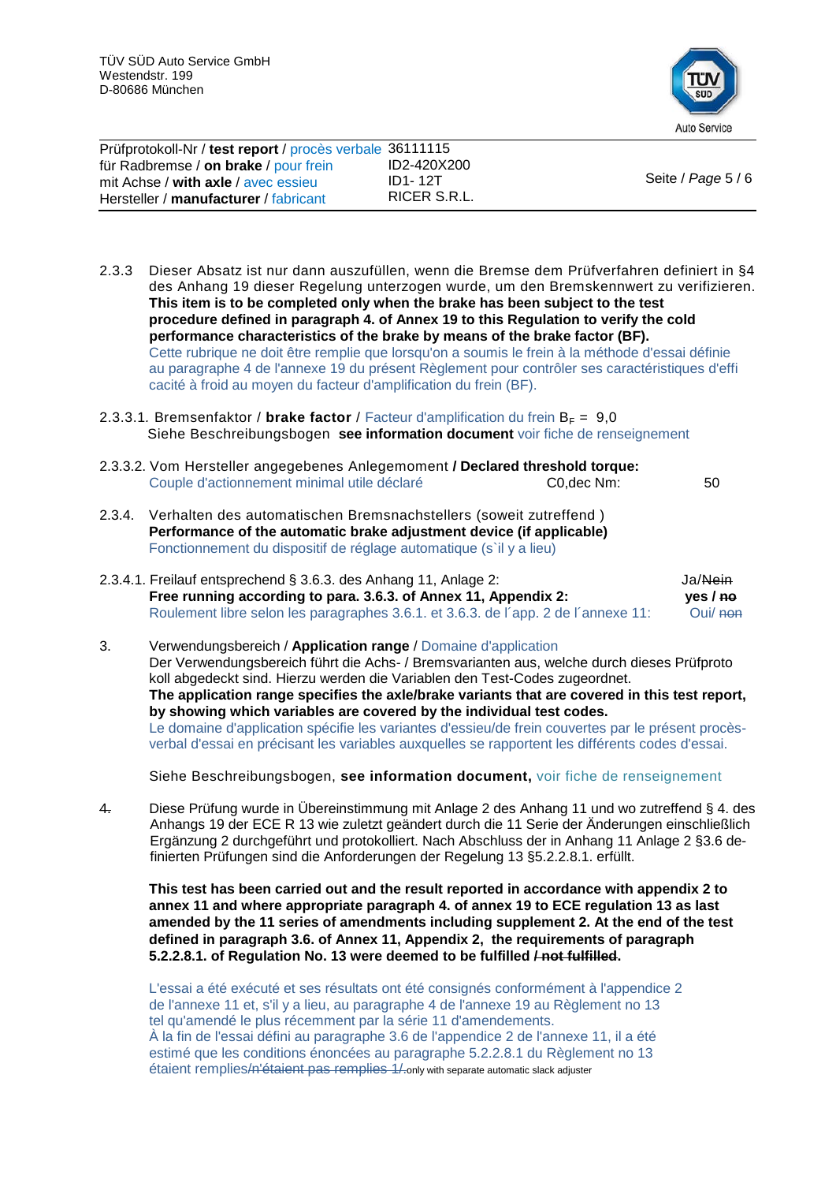2.3.3 Dieser Absatz ist nur dann auszufüllen, wenn die Bremse dem Prüfverfahren definiert in §4 des Anhang 19 dieser Regelung unterzogen wurde, um den Bremskennwert zu verifizieren.
**This item is to be completed only when the brake has been subject to the test procedure defined in paragraph 4. of Annex 19 to this Regulation to verify the cold performance characteristics of the brake by means of the brake factor (BF).**
Cette rubrique ne doit être remplie que lorsqu'on a soumis le frein à la méthode d'essai définie au paragraphe 4 de l'annexe 19 du présent Règlement pour contrôler ses caractéristiques d'effi cacité à froid au moyen du facteur d'amplification du frein (BF).

2.3.3.1. Bremsenfaktor / **brake factor** / Facteur d'amplification du frein $B_F$ = 9,0
Siehe Beschreibungsbogen **see information document** voir fiche de renseignement

2.3.3.2. Vom Hersteller angegebenes Anlegemoment **/ Declared threshold torque:**
Couple d'actionnement minimal utile déclaré C0,dec Nm: 50

2.3.4. Verhalten des automatischen Bremsnachstellers (soweit zutreffend )
**Performance of the automatic brake adjustment device (if applicable)**
Fonctionnement du dispositif de réglage automatique (s`il y a lieu)

2.3.4.1. Freilauf entsprechend § 3.6.3. des Anhang 11, Anlage 2: Ja/~~Nein~~
**Free running according to para. 3.6.3. of Annex 11, Appendix 2: yes / ~~no~~**
Roulement libre selon les paragraphes 3.6.1. et 3.6.3. de l´app. 2 de l´annexe 11: Oui/ ~~non~~

3. Verwendungsbereich / **Application range** / Domaine d'application
Der Verwendungsbereich führt die Achs- / Bremsvarianten aus, welche durch dieses Prüfproto koll abgedeckt sind. Hierzu werden die Variablen den Test-Codes zugeordnet.
**The application range specifies the axle/brake variants that are covered in this test report, by showing which variables are covered by the individual test codes.**
Le domaine d'application spécifie les variantes d'essieu/de frein couvertes par le présent procès-verbal d'essai en précisant les variables auxquelles se rapportent les différents codes d'essai.

Siehe Beschreibungsbogen, **see information document,** voir fiche de renseignement

~~4.~~ Diese Prüfung wurde in Übereinstimmung mit Anlage 2 des Anhang 11 und wo zutreffend § 4. des Anhangs 19 der ECE R 13 wie zuletzt geändert durch die 11 Serie der Änderungen einschließlich Ergänzung 2 durchgeführt und protokolliert. Nach Abschluss der in Anhang 11 Anlage 2 §3.6 definierten Prüfungen sind die Anforderungen der Regelung 13 §5.2.2.8.1. erfüllt.

**This test has been carried out and the result reported in accordance with appendix 2 to annex 11 and where appropriate paragraph 4. of annex 19 to ECE regulation 13 as last amended by the 11 series of amendments including supplement 2. At the end of the test defined in paragraph 3.6. of Annex 11, Appendix 2, the requirements of paragraph 5.2.2.8.1. of Regulation No. 13 were deemed to be fulfilled ~~/ not fulfilled~~.**

L'essai a été exécuté et ses résultats ont été consignés conformément à l'appendice 2 de l'annexe 11 et, s'il y a lieu, au paragraphe 4 de l'annexe 19 au Règlement no 13 tel qu'amendé le plus récemment par la série 11 d'amendements.
À la fin de l'essai défini au paragraphe 3.6 de l'appendice 2 de l'annexe 11, il a été estimé que les conditions énoncées au paragraphe 5.2.2.8.1 du Règlement no 13 étaient remplies~~/n'étaient pas remplies 1/~~. only with separate automatic slack adjuster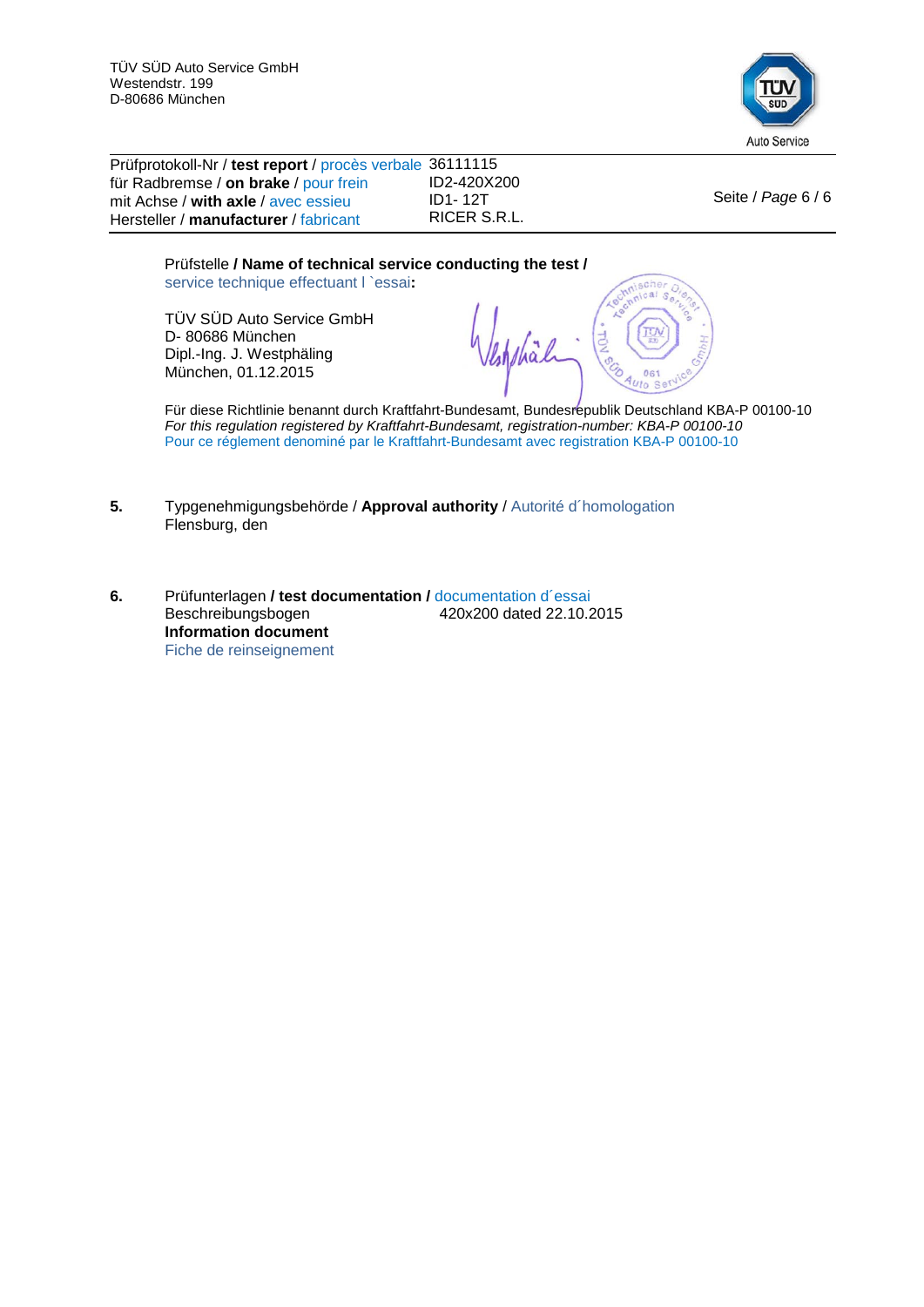TÜV SÜD Auto Service GmbH
Westendstr. 199
D-80686 München

| | |
|---|---|
| Prüfprotokoll-Nr / **test report** / procès verbale | 36111115 |
| für Radbremse / **on brake** / pour frein | ID2-420X200 |
| mit Achse / **with axle** / avec essieu | ID1- 12T |
| Hersteller / **manufacturer** / fabricant | RICER S.R.L. |

Prüfstelle **/ Name of technical service conducting the test /** service technique effectuant l `essai**:**

TÜV SÜD Auto Service GmbH
D- 80686 München
Dipl.-Ing. J. Westphäling
München, 01.12.2015

Für diese Richtlinie benannt durch Kraftfahrt-Bundesamt, Bundesrepublik Deutschland KBA-P 00100-10
*For this regulation registered by Kraftfahrt-Bundesamt, registration-number: KBA-P 00100-10*
Pour ce réglement denominé par le Kraftfahrt-Bundesamt avec registration KBA-P 00100-10

**5.** Typgenehmigungsbehörde / **Approval authority** / Autorité d´homologation
Flensburg, den

**6.** Prüfunterlagen **/ test documentation /** documentation d´essai
Beschreibungsbogen 420x200 dated 22.10.2015
**Information document**
Fiche de reinseignement